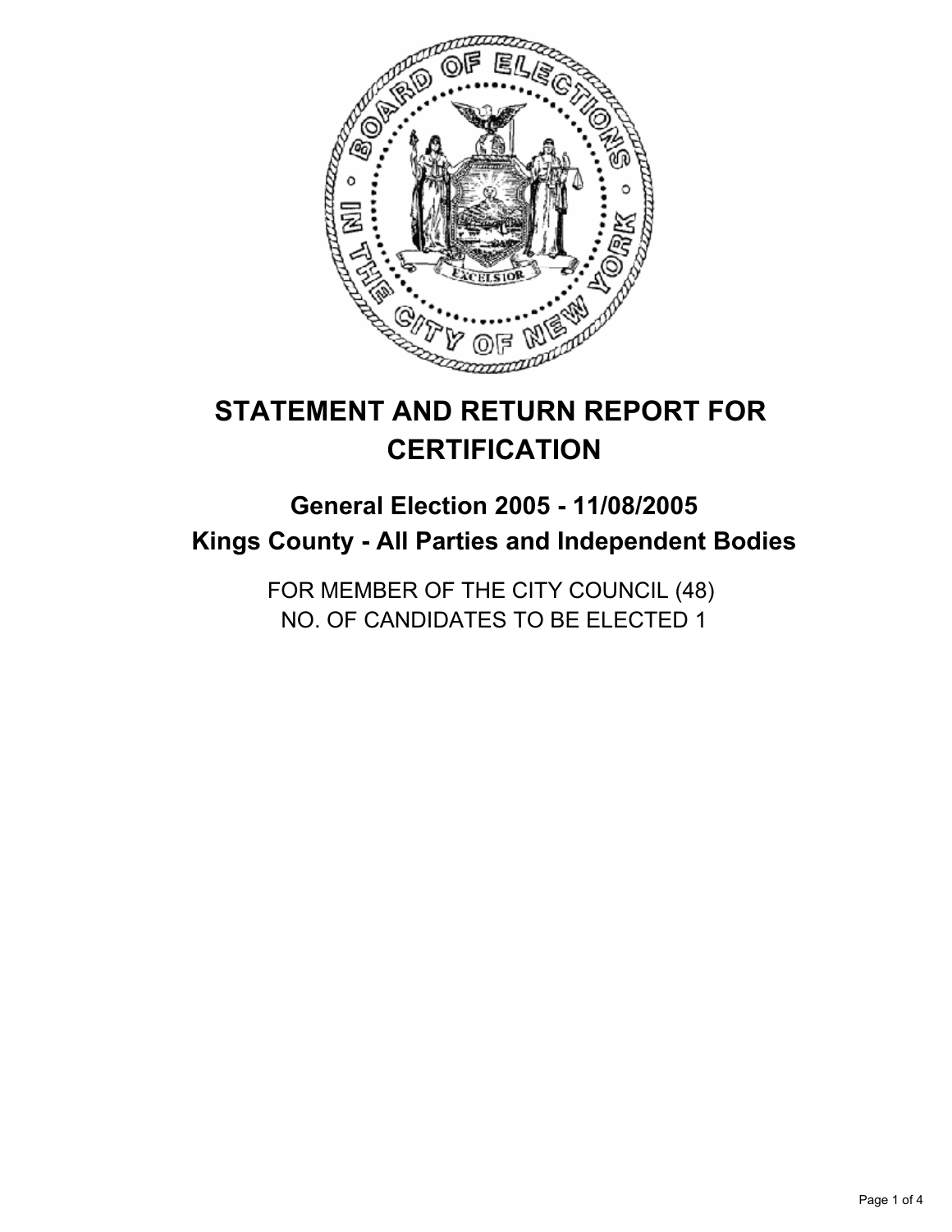# STATEMENT AND RETURN REPORT FOR CERTIFICATION

## General Election 2005 - 11/08/2005
## Kings County - All Parties and Independent Bodies

FOR MEMBER OF THE CITY COUNCIL (48)
NO. OF CANDIDATES TO BE ELECTED 1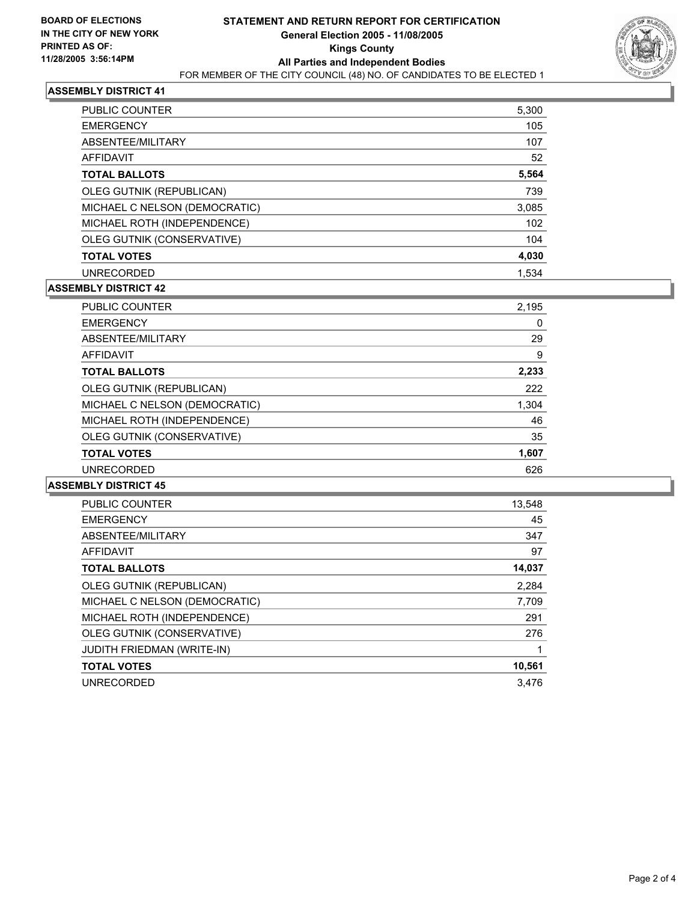**BOARD OF ELECTIONS IN THE CITY OF NEW YORK**
**PRINTED AS OF: 11/28/2005 3:56:14PM**

# STATEMENT AND RETURN REPORT FOR CERTIFICATION
## General Election 2005 - 11/08/2005
## Kings County
## All Parties and Independent Bodies
FOR MEMBER OF THE CITY COUNCIL (48) NO. OF CANDIDATES TO BE ELECTED 1

### ASSEMBLY DISTRICT 41

| | |
|---|---|
| PUBLIC COUNTER | 5,300 |
| EMERGENCY | 105 |
| ABSENTEE/MILITARY | 107 |
| AFFIDAVIT | 52 |
| **TOTAL BALLOTS** | **5,564** |
| OLEG GUTNIK (REPUBLICAN) | 739 |
| MICHAEL C NELSON (DEMOCRATIC) | 3,085 |
| MICHAEL ROTH (INDEPENDENCE) | 102 |
| OLEG GUTNIK (CONSERVATIVE) | 104 |
| **TOTAL VOTES** | **4,030** |
| UNRECORDED | 1,534 |

### ASSEMBLY DISTRICT 42

| | |
|---|---|
| PUBLIC COUNTER | 2,195 |
| EMERGENCY | 0 |
| ABSENTEE/MILITARY | 29 |
| AFFIDAVIT | 9 |
| **TOTAL BALLOTS** | **2,233** |
| OLEG GUTNIK (REPUBLICAN) | 222 |
| MICHAEL C NELSON (DEMOCRATIC) | 1,304 |
| MICHAEL ROTH (INDEPENDENCE) | 46 |
| OLEG GUTNIK (CONSERVATIVE) | 35 |
| **TOTAL VOTES** | **1,607** |
| UNRECORDED | 626 |

### ASSEMBLY DISTRICT 45

| | |
|---|---|
| PUBLIC COUNTER | 13,548 |
| EMERGENCY | 45 |
| ABSENTEE/MILITARY | 347 |
| AFFIDAVIT | 97 |
| **TOTAL BALLOTS** | **14,037** |
| OLEG GUTNIK (REPUBLICAN) | 2,284 |
| MICHAEL C NELSON (DEMOCRATIC) | 7,709 |
| MICHAEL ROTH (INDEPENDENCE) | 291 |
| OLEG GUTNIK (CONSERVATIVE) | 276 |
| JUDITH FRIEDMAN (WRITE-IN) | 1 |
| **TOTAL VOTES** | **10,561** |
| UNRECORDED | 3,476 |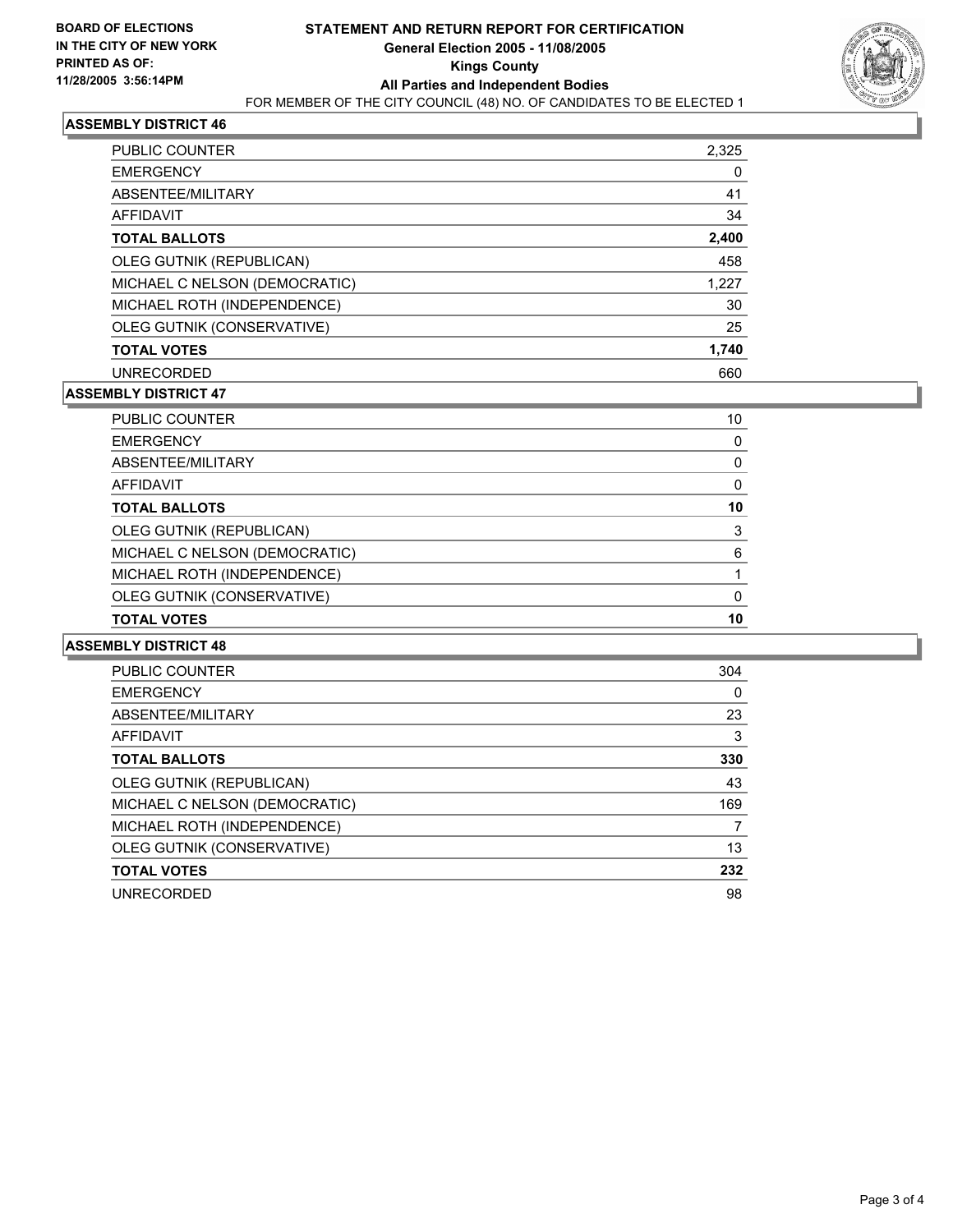**BOARD OF ELECTIONS IN THE CITY OF NEW YORK PRINTED AS OF: 11/28/2005 3:56:14PM**

# STATEMENT AND RETURN REPORT FOR CERTIFICATION
## General Election 2005 - 11/08/2005
## Kings County
## All Parties and Independent Bodies
FOR MEMBER OF THE CITY COUNCIL (48) NO. OF CANDIDATES TO BE ELECTED 1

### ASSEMBLY DISTRICT 46

| | |
|---|---|
| PUBLIC COUNTER | 2,325 |
| EMERGENCY | 0 |
| ABSENTEE/MILITARY | 41 |
| AFFIDAVIT | 34 |
| **TOTAL BALLOTS** | **2,400** |
| OLEG GUTNIK (REPUBLICAN) | 458 |
| MICHAEL C NELSON (DEMOCRATIC) | 1,227 |
| MICHAEL ROTH (INDEPENDENCE) | 30 |
| OLEG GUTNIK (CONSERVATIVE) | 25 |
| **TOTAL VOTES** | **1,740** |
| UNRECORDED | 660 |

### ASSEMBLY DISTRICT 47

| | |
|---|---|
| PUBLIC COUNTER | 10 |
| EMERGENCY | 0 |
| ABSENTEE/MILITARY | 0 |
| AFFIDAVIT | 0 |
| **TOTAL BALLOTS** | **10** |
| OLEG GUTNIK (REPUBLICAN) | 3 |
| MICHAEL C NELSON (DEMOCRATIC) | 6 |
| MICHAEL ROTH (INDEPENDENCE) | 1 |
| OLEG GUTNIK (CONSERVATIVE) | 0 |
| **TOTAL VOTES** | **10** |

### ASSEMBLY DISTRICT 48

| | |
|---|---|
| PUBLIC COUNTER | 304 |
| EMERGENCY | 0 |
| ABSENTEE/MILITARY | 23 |
| AFFIDAVIT | 3 |
| **TOTAL BALLOTS** | **330** |
| OLEG GUTNIK (REPUBLICAN) | 43 |
| MICHAEL C NELSON (DEMOCRATIC) | 169 |
| MICHAEL ROTH (INDEPENDENCE) | 7 |
| OLEG GUTNIK (CONSERVATIVE) | 13 |
| **TOTAL VOTES** | **232** |
| UNRECORDED | 98 |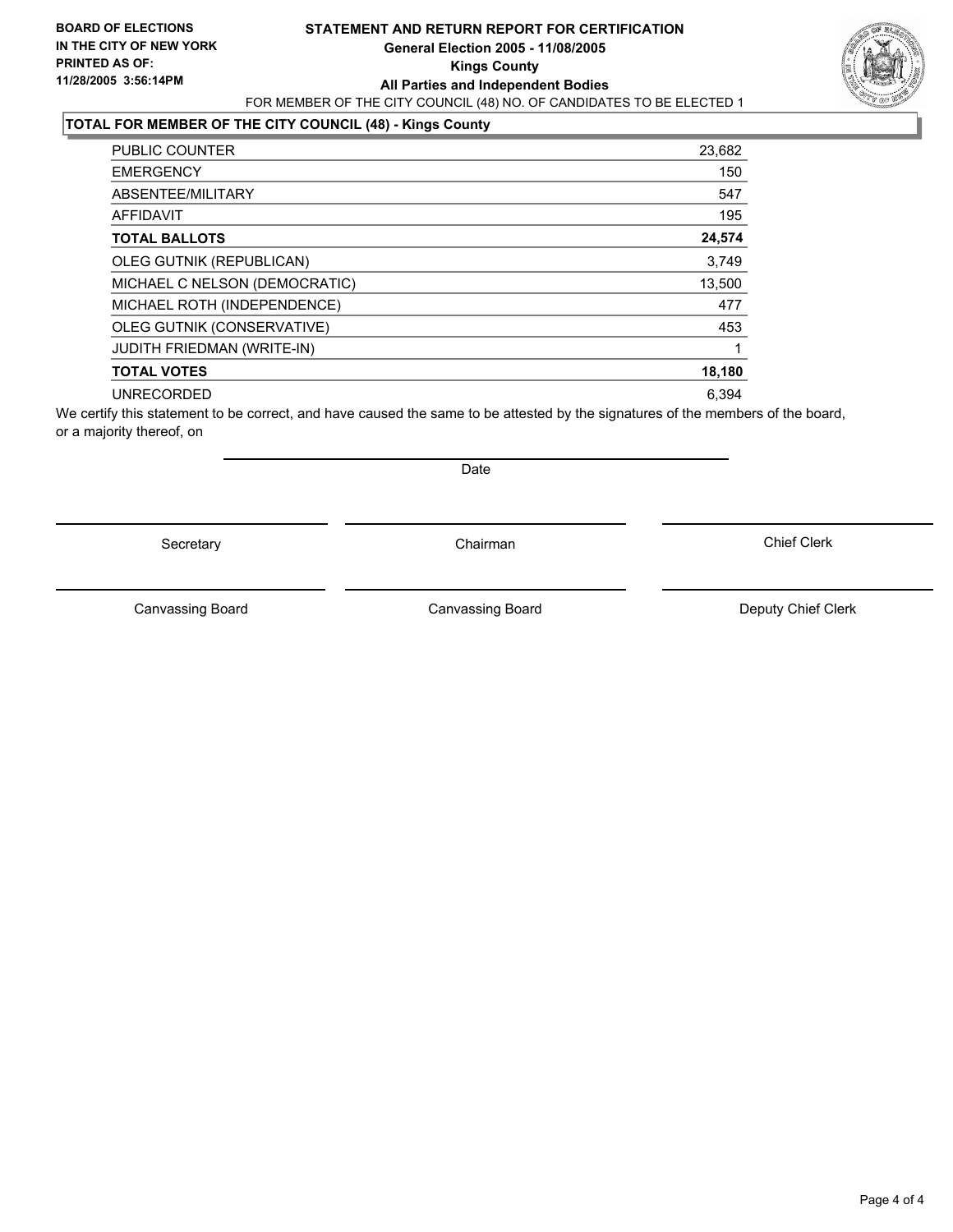BOARD OF ELECTIONS
IN THE CITY OF NEW YORK
PRINTED AS OF:
11/28/2005 3:56:14PM

# STATEMENT AND RETURN REPORT FOR CERTIFICATION
## General Election 2005 - 11/08/2005
## Kings County
## All Parties and Independent Bodies

FOR MEMBER OF THE CITY COUNCIL (48) NO. OF CANDIDATES TO BE ELECTED 1

### TOTAL FOR MEMBER OF THE CITY COUNCIL (48) - Kings County

| | |
|---|---|
| PUBLIC COUNTER | 23,682 |
| EMERGENCY | 150 |
| ABSENTEE/MILITARY | 547 |
| AFFIDAVIT | 195 |
| **TOTAL BALLOTS** | **24,574** |
| OLEG GUTNIK (REPUBLICAN) | 3,749 |
| MICHAEL C NELSON (DEMOCRATIC) | 13,500 |
| MICHAEL ROTH (INDEPENDENCE) | 477 |
| OLEG GUTNIK (CONSERVATIVE) | 453 |
| JUDITH FRIEDMAN (WRITE-IN) | 1 |
| **TOTAL VOTES** | **18,180** |
| UNRECORDED | 6,394 |

We certify this statement to be correct, and have caused the same to be attested by the signatures of the members of the board, or a majority thereof, on

Date

Secretary

Chairman

Chief Clerk

Canvassing Board

Canvassing Board

Deputy Chief Clerk